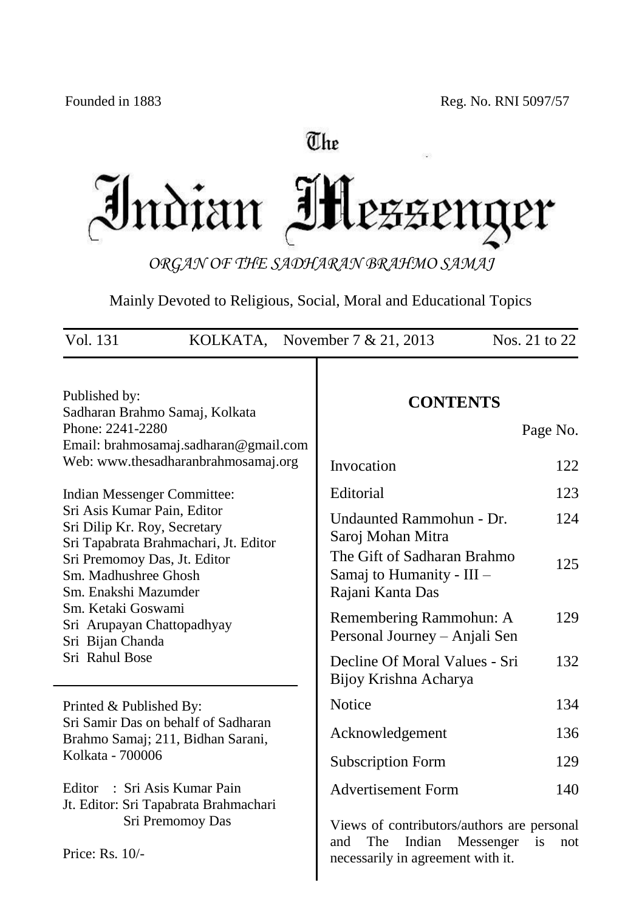Founded in 1883 Reg. No. RNI 5097/57

# The Indian Messenger

*ORGAN OF THE SADHARAN BRAHMO SAMAJ*

Mainly Devoted to Religious, Social, Moral and Educational Topics

Vol. 131 KOLKATA, November 7 & 21, 2013 Nos. 21 to 22

Published by:
Sadharan Brahmo Samaj, Kolkata
Phone: 2241-2280
Email: brahmosamaj.sadharan@gmail.com
Web: www.thesadharanbrahmosamaj.org

Indian Messenger Committee:
Sri Asis Kumar Pain, Editor
Sri Dilip Kr. Roy, Secretary
Sri Tapabrata Brahmachari, Jt. Editor
Sri Premomoy Das, Jt. Editor
Sm. Madhushree Ghosh
Sm. Enakshi Mazumder
Sm. Ketaki Goswami
Sri Arupayan Chattopadhyay
Sri Bijan Chanda
Sri Rahul Bose

Printed & Published By:
Sri Samir Das on behalf of Sadharan Brahmo Samaj; 211, Bidhan Sarani, Kolkata - 700006

Editor : Sri Asis Kumar Pain
Jt. Editor: Sri Tapabrata Brahmachari
Sri Premomoy Das

Price: Rs. 10/-

## CONTENTS

| | Page No. |
|---|---|
| Invocation | 122 |
| Editorial | 123 |
| Undaunted Rammohun - Dr. Saroj Mohan Mitra | 124 |
| The Gift of Sadharan Brahmo Samaj to Humanity - III – Rajani Kanta Das | 125 |
| Remembering Rammohun: A Personal Journey – Anjali Sen | 129 |
| Decline Of Moral Values - Sri Bijoy Krishna Acharya | 132 |
| Notice | 134 |
| Acknowledgement | 136 |
| Subscription Form | 129 |
| Advertisement Form | 140 |

Views of contributors/authors are personal and The Indian Messenger is not necessarily in agreement with it.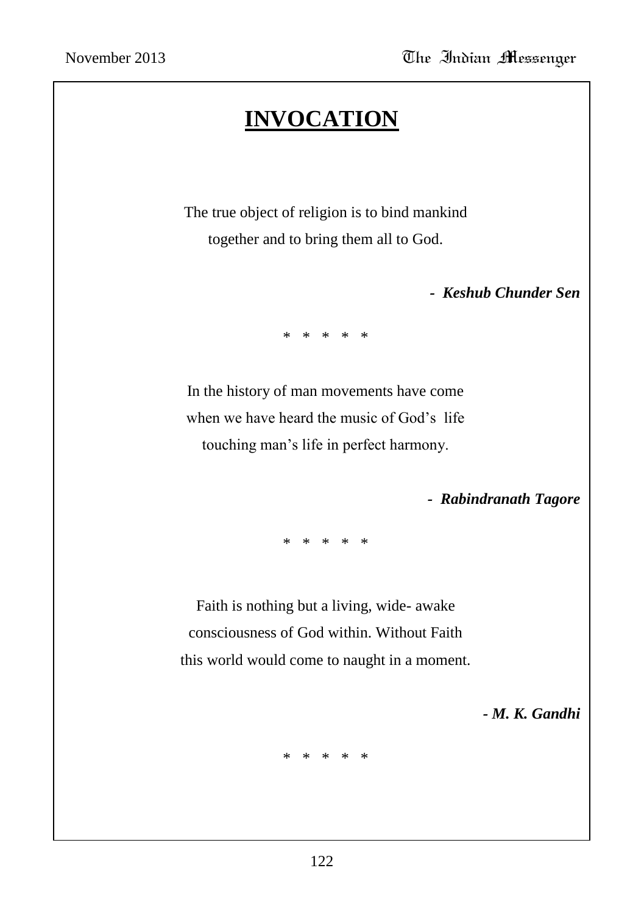# INVOCATION

The true object of religion is to bind mankind together and to bring them all to God.

***- Keshub Chunder Sen***

\* \* \* \* \*

In the history of man movements have come when we have heard the music of God's life touching man's life in perfect harmony.

***- Rabindranath Tagore***

\* \* \* \* \*

Faith is nothing but a living, wide- awake consciousness of God within. Without Faith this world would come to naught in a moment.

***- M. K. Gandhi***

\* \* \* \* \*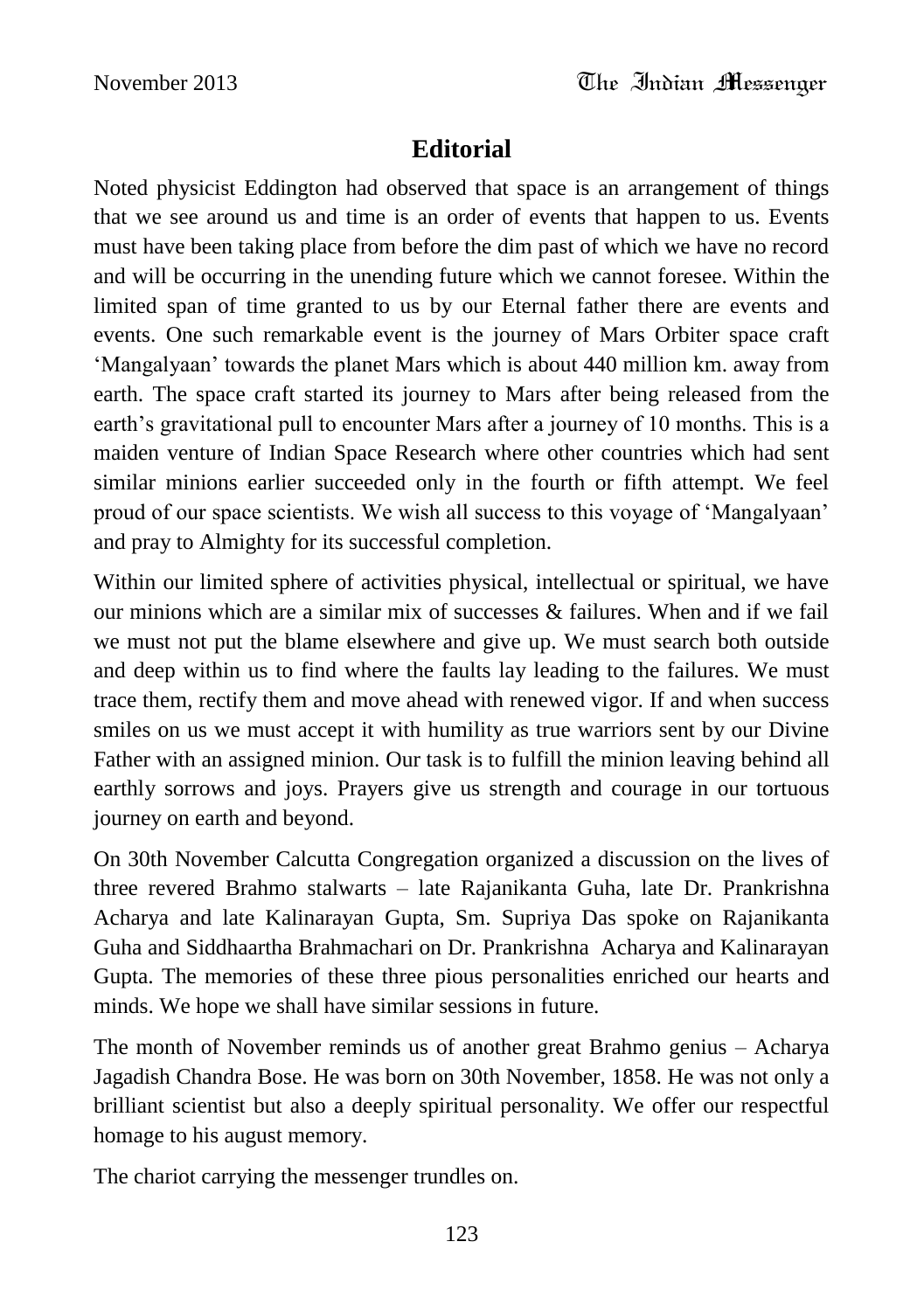## Editorial

Noted physicist Eddington had observed that space is an arrangement of things that we see around us and time is an order of events that happen to us. Events must have been taking place from before the dim past of which we have no record and will be occurring in the unending future which we cannot foresee. Within the limited span of time granted to us by our Eternal father there are events and events. One such remarkable event is the journey of Mars Orbiter space craft 'Mangalyaan' towards the planet Mars which is about 440 million km. away from earth. The space craft started its journey to Mars after being released from the earth's gravitational pull to encounter Mars after a journey of 10 months. This is a maiden venture of Indian Space Research where other countries which had sent similar minions earlier succeeded only in the fourth or fifth attempt. We feel proud of our space scientists. We wish all success to this voyage of 'Mangalyaan' and pray to Almighty for its successful completion.

Within our limited sphere of activities physical, intellectual or spiritual, we have our minions which are a similar mix of successes & failures. When and if we fail we must not put the blame elsewhere and give up. We must search both outside and deep within us to find where the faults lay leading to the failures. We must trace them, rectify them and move ahead with renewed vigor. If and when success smiles on us we must accept it with humility as true warriors sent by our Divine Father with an assigned minion. Our task is to fulfill the minion leaving behind all earthly sorrows and joys. Prayers give us strength and courage in our tortuous journey on earth and beyond.

On 30th November Calcutta Congregation organized a discussion on the lives of three revered Brahmo stalwarts – late Rajanikanta Guha, late Dr. Prankrishna Acharya and late Kalinarayan Gupta, Sm. Supriya Das spoke on Rajanikanta Guha and Siddhaartha Brahmachari on Dr. Prankrishna Acharya and Kalinarayan Gupta. The memories of these three pious personalities enriched our hearts and minds. We hope we shall have similar sessions in future.

The month of November reminds us of another great Brahmo genius – Acharya Jagadish Chandra Bose. He was born on 30th November, 1858. He was not only a brilliant scientist but also a deeply spiritual personality. We offer our respectful homage to his august memory.

The chariot carrying the messenger trundles on.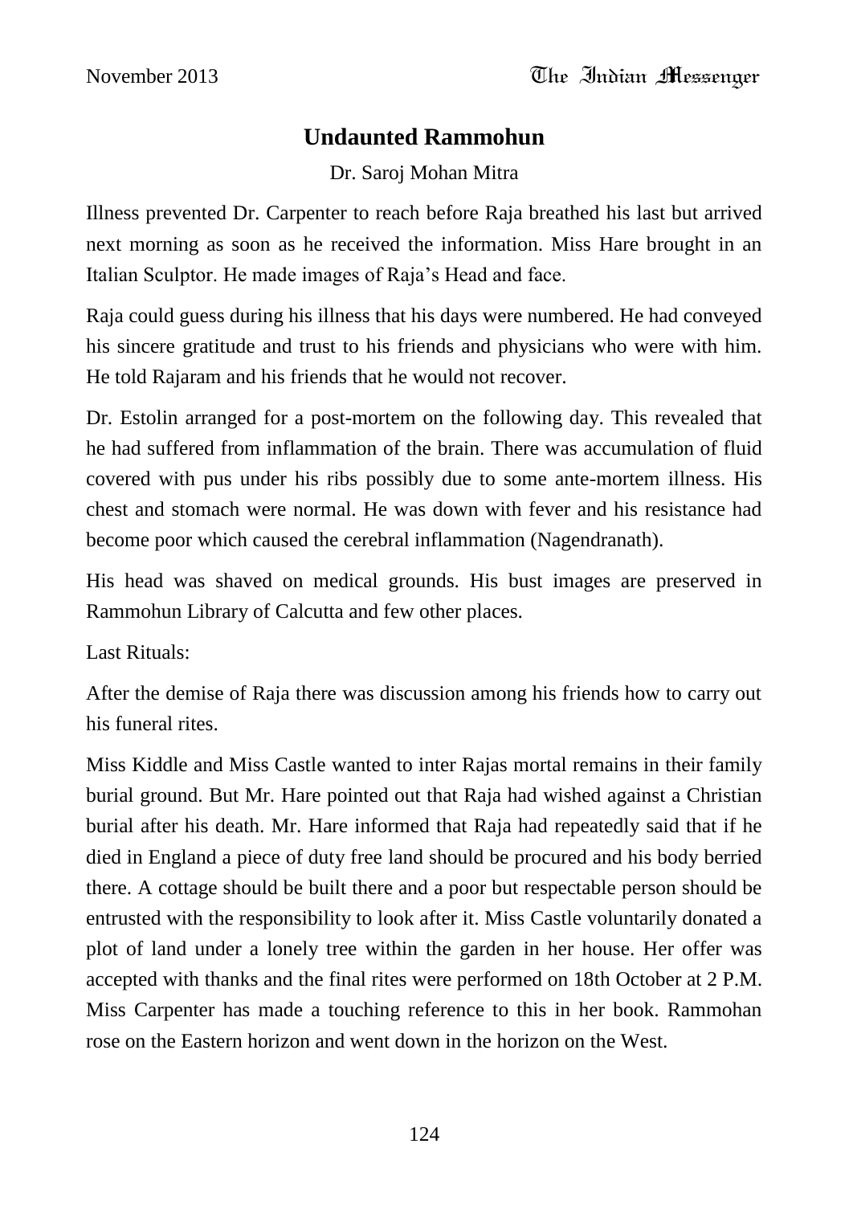# Undaunted Rammohun

Dr. Saroj Mohan Mitra

Illness prevented Dr. Carpenter to reach before Raja breathed his last but arrived next morning as soon as he received the information. Miss Hare brought in an Italian Sculptor. He made images of Raja's Head and face.

Raja could guess during his illness that his days were numbered. He had conveyed his sincere gratitude and trust to his friends and physicians who were with him. He told Rajaram and his friends that he would not recover.

Dr. Estolin arranged for a post-mortem on the following day. This revealed that he had suffered from inflammation of the brain. There was accumulation of fluid covered with pus under his ribs possibly due to some ante-mortem illness. His chest and stomach were normal. He was down with fever and his resistance had become poor which caused the cerebral inflammation (Nagendranath).

His head was shaved on medical grounds. His bust images are preserved in Rammohun Library of Calcutta and few other places.

Last Rituals:

After the demise of Raja there was discussion among his friends how to carry out his funeral rites.

Miss Kiddle and Miss Castle wanted to inter Rajas mortal remains in their family burial ground. But Mr. Hare pointed out that Raja had wished against a Christian burial after his death. Mr. Hare informed that Raja had repeatedly said that if he died in England a piece of duty free land should be procured and his body berried there. A cottage should be built there and a poor but respectable person should be entrusted with the responsibility to look after it. Miss Castle voluntarily donated a plot of land under a lonely tree within the garden in her house. Her offer was accepted with thanks and the final rites were performed on 18th October at 2 P.M. Miss Carpenter has made a touching reference to this in her book. Rammohan rose on the Eastern horizon and went down in the horizon on the West.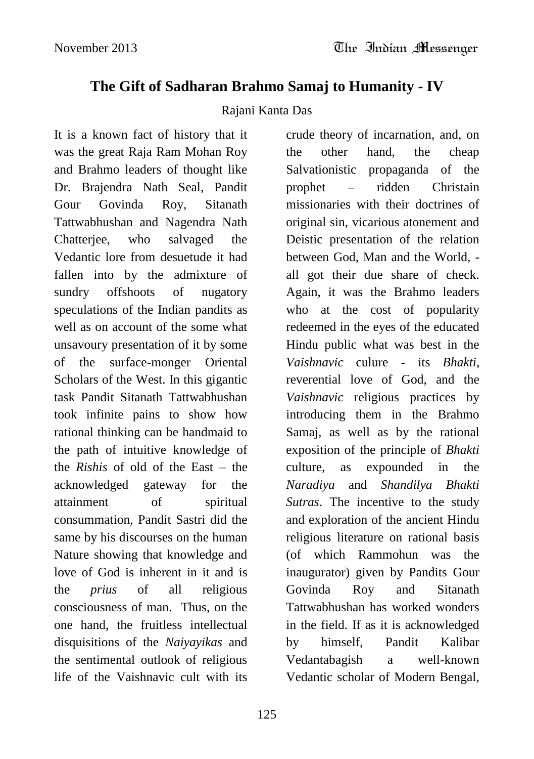## The Gift of Sadharan Brahmo Samaj to Humanity - IV

Rajani Kanta Das

It is a known fact of history that it was the great Raja Ram Mohan Roy and Brahmo leaders of thought like Dr. Brajendra Nath Seal, Pandit Gour Govinda Roy, Sitanath Tattwabhushan and Nagendra Nath Chatterjee, who salvaged the Vedantic lore from desuetude it had fallen into by the admixture of sundry offshoots of nugatory speculations of the Indian pandits as well as on account of the some what unsavoury presentation of it by some of the surface-monger Oriental Scholars of the West. In this gigantic task Pandit Sitanath Tattwabhushan took infinite pains to show how rational thinking can be handmaid to the path of intuitive knowledge of the *Rishis* of old of the East – the acknowledged gateway for the attainment of spiritual consummation, Pandit Sastri did the same by his discourses on the human Nature showing that knowledge and love of God is inherent in it and is the *prius* of all religious consciousness of man. Thus, on the one hand, the fruitless intellectual disquisitions of the *Naiyayikas* and the sentimental outlook of religious life of the Vaishnavic cult with its crude theory of incarnation, and, on the other hand, the cheap Salvationistic propaganda of the prophet – ridden Christain missionaries with their doctrines of original sin, vicarious atonement and Deistic presentation of the relation between God, Man and the World, - all got their due share of check. Again, it was the Brahmo leaders who at the cost of popularity redeemed in the eyes of the educated Hindu public what was best in the *Vaishnavic* culure - its *Bhakti*, reverential love of God, and the *Vaishnavic* religious practices by introducing them in the Brahmo Samaj, as well as by the rational exposition of the principle of *Bhakti* culture, as expounded in the *Naradiya* and *Shandilya Bhakti Sutras*. The incentive to the study and exploration of the ancient Hindu religious literature on rational basis (of which Rammohun was the inaugurator) given by Pandits Gour Govinda Roy and Sitanath Tattwabhushan has worked wonders in the field. If as it is acknowledged by himself, Pandit Kalibar Vedantabagish a well-known Vedantic scholar of Modern Bengal,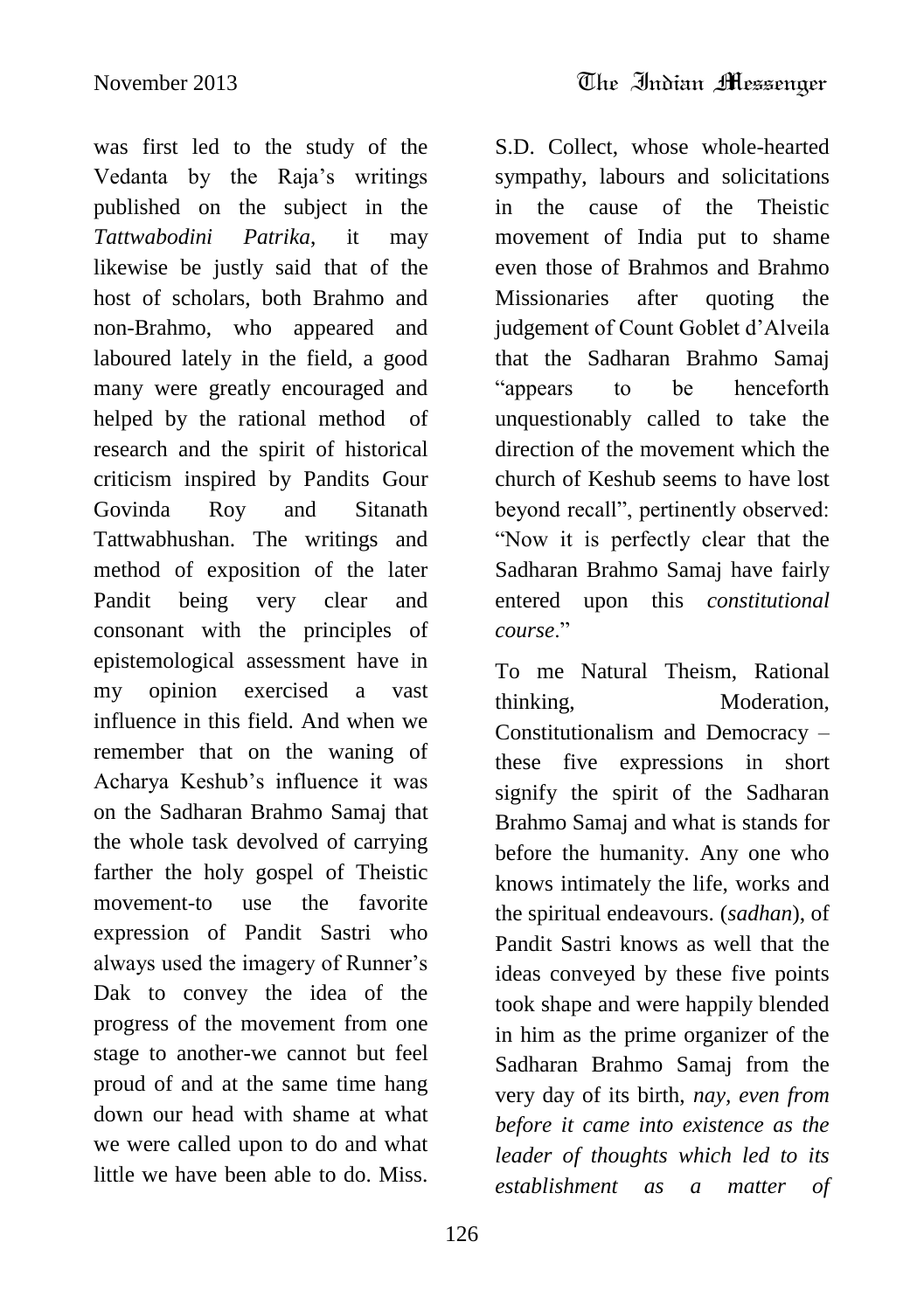was first led to the study of the Vedanta by the Raja's writings published on the subject in the *Tattwabodini Patrika*, it may likewise be justly said that of the host of scholars, both Brahmo and non-Brahmo, who appeared and laboured lately in the field, a good many were greatly encouraged and helped by the rational method of research and the spirit of historical criticism inspired by Pandits Gour Govinda Roy and Sitanath Tattwabhushan. The writings and method of exposition of the later Pandit being very clear and consonant with the principles of epistemological assessment have in my opinion exercised a vast influence in this field. And when we remember that on the waning of Acharya Keshub's influence it was on the Sadharan Brahmo Samaj that the whole task devolved of carrying farther the holy gospel of Theistic movement-to use the favorite expression of Pandit Sastri who always used the imagery of Runner's Dak to convey the idea of the progress of the movement from one stage to another-we cannot but feel proud of and at the same time hang down our head with shame at what we were called upon to do and what little we have been able to do. Miss. S.D. Collect, whose whole-hearted sympathy, labours and solicitations in the cause of the Theistic movement of India put to shame even those of Brahmos and Brahmo Missionaries after quoting the judgement of Count Goblet d'Alveila that the Sadharan Brahmo Samaj "appears to be henceforth unquestionably called to take the direction of the movement which the church of Keshub seems to have lost beyond recall", pertinently observed: "Now it is perfectly clear that the Sadharan Brahmo Samaj have fairly entered upon this *constitutional course*."

To me Natural Theism, Rational thinking, Moderation, Constitutionalism and Democracy – these five expressions in short signify the spirit of the Sadharan Brahmo Samaj and what is stands for before the humanity. Any one who knows intimately the life, works and the spiritual endeavours. (*sadhan*), of Pandit Sastri knows as well that the ideas conveyed by these five points took shape and were happily blended in him as the prime organizer of the Sadharan Brahmo Samaj from the very day of its birth, *nay, even from before it came into existence as the leader of thoughts which led to its establishment as a matter of*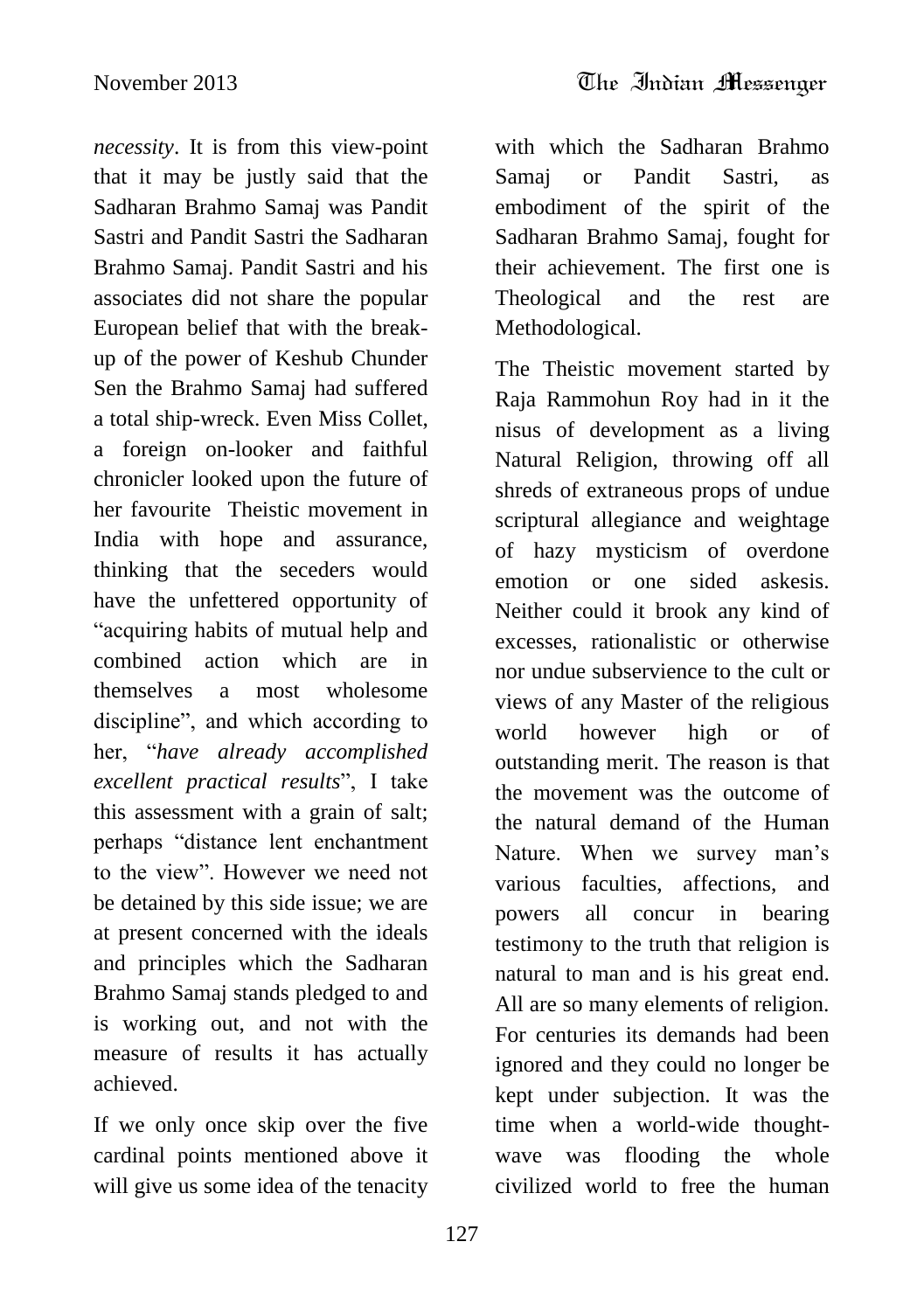*necessity*. It is from this view-point that it may be justly said that the Sadharan Brahmo Samaj was Pandit Sastri and Pandit Sastri the Sadharan Brahmo Samaj. Pandit Sastri and his associates did not share the popular European belief that with the break-up of the power of Keshub Chunder Sen the Brahmo Samaj had suffered a total ship-wreck. Even Miss Collet, a foreign on-looker and faithful chronicler looked upon the future of her favourite Theistic movement in India with hope and assurance, thinking that the seceders would have the unfettered opportunity of "acquiring habits of mutual help and combined action which are in themselves a most wholesome discipline", and which according to her, "*have already accomplished excellent practical results*", I take this assessment with a grain of salt; perhaps "distance lent enchantment to the view". However we need not be detained by this side issue; we are at present concerned with the ideals and principles which the Sadharan Brahmo Samaj stands pledged to and is working out, and not with the measure of results it has actually achieved.

If we only once skip over the five cardinal points mentioned above it will give us some idea of the tenacity with which the Sadharan Brahmo Samaj or Pandit Sastri, as embodiment of the spirit of the Sadharan Brahmo Samaj, fought for their achievement. The first one is Theological and the rest are Methodological.

The Theistic movement started by Raja Rammohun Roy had in it the nisus of development as a living Natural Religion, throwing off all shreds of extraneous props of undue scriptural allegiance and weightage of hazy mysticism of overdone emotion or one sided askesis. Neither could it brook any kind of excesses, rationalistic or otherwise nor undue subservience to the cult or views of any Master of the religious world however high or of outstanding merit. The reason is that the movement was the outcome of the natural demand of the Human Nature. When we survey man's various faculties, affections, and powers all concur in bearing testimony to the truth that religion is natural to man and is his great end. All are so many elements of religion. For centuries its demands had been ignored and they could no longer be kept under subjection. It was the time when a world-wide thought-wave was flooding the whole civilized world to free the human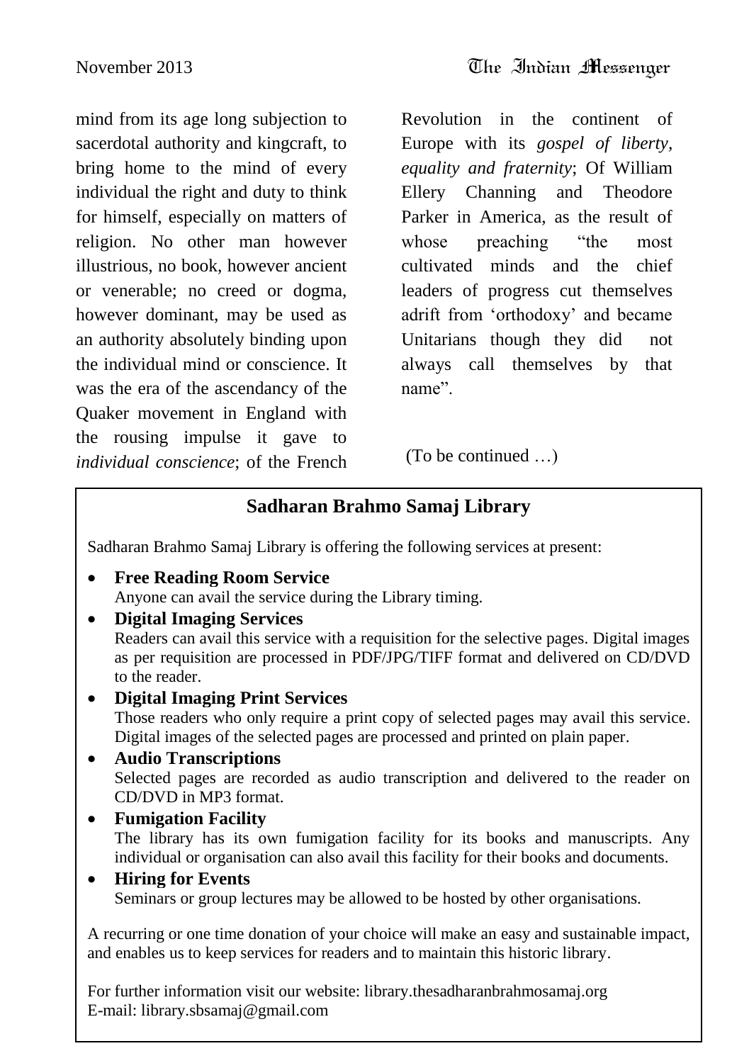mind from its age long subjection to sacerdotal authority and kingcraft, to bring home to the mind of every individual the right and duty to think for himself, especially on matters of religion. No other man however illustrious, no book, however ancient or venerable; no creed or dogma, however dominant, may be used as an authority absolutely binding upon the individual mind or conscience. It was the era of the ascendancy of the Quaker movement in England with the rousing impulse it gave to *individual conscience*; of the French Revolution in the continent of Europe with its *gospel of liberty, equality and fraternity*; Of William Ellery Channing and Theodore Parker in America, as the result of whose preaching "the most cultivated minds and the chief leaders of progress cut themselves adrift from 'orthodoxy' and became Unitarians though they did not always call themselves by that name".

(To be continued …)

## Sadharan Brahmo Samaj Library

Sadharan Brahmo Samaj Library is offering the following services at present:

- **Free Reading Room Service**
  Anyone can avail the service during the Library timing.
- **Digital Imaging Services**
  Readers can avail this service with a requisition for the selective pages. Digital images as per requisition are processed in PDF/JPG/TIFF format and delivered on CD/DVD to the reader.
- **Digital Imaging Print Services**
  Those readers who only require a print copy of selected pages may avail this service. Digital images of the selected pages are processed and printed on plain paper.
- **Audio Transcriptions**
  Selected pages are recorded as audio transcription and delivered to the reader on CD/DVD in MP3 format.
- **Fumigation Facility**
  The library has its own fumigation facility for its books and manuscripts. Any individual or organisation can also avail this facility for their books and documents.
- **Hiring for Events**
  Seminars or group lectures may be allowed to be hosted by other organisations.

A recurring or one time donation of your choice will make an easy and sustainable impact, and enables us to keep services for readers and to maintain this historic library.

For further information visit our website: library.thesadharanbrahmosamaj.org
E-mail: library.sbsamaj@gmail.com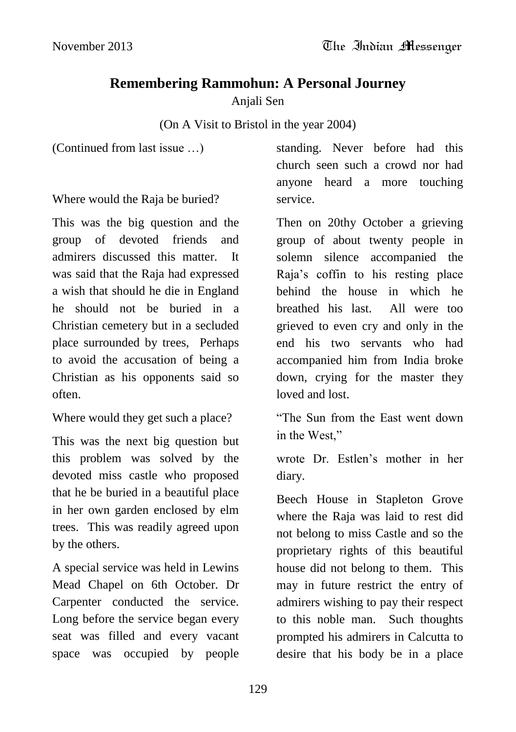## Remembering Rammohun: A Personal Journey

Anjali Sen

(On A Visit to Bristol in the year 2004)

(Continued from last issue …)

Where would the Raja be buried?

This was the big question and the group of devoted friends and admirers discussed this matter. It was said that the Raja had expressed a wish that should he die in England he should not be buried in a Christian cemetery but in a secluded place surrounded by trees, Perhaps to avoid the accusation of being a Christian as his opponents said so often.

Where would they get such a place?

This was the next big question but this problem was solved by the devoted miss castle who proposed that he be buried in a beautiful place in her own garden enclosed by elm trees. This was readily agreed upon by the others.

A special service was held in Lewins Mead Chapel on 6th October. Dr Carpenter conducted the service. Long before the service began every seat was filled and every vacant space was occupied by people standing. Never before had this church seen such a crowd nor had anyone heard a more touching service.

Then on 20thy October a grieving group of about twenty people in solemn silence accompanied the Raja's coffin to his resting place behind the house in which he breathed his last. All were too grieved to even cry and only in the end his two servants who had accompanied him from India broke down, crying for the master they loved and lost.

"The Sun from the East went down in the West,"

wrote Dr. Estlen's mother in her diary.

Beech House in Stapleton Grove where the Raja was laid to rest did not belong to miss Castle and so the proprietary rights of this beautiful house did not belong to them. This may in future restrict the entry of admirers wishing to pay their respect to this noble man. Such thoughts prompted his admirers in Calcutta to desire that his body be in a place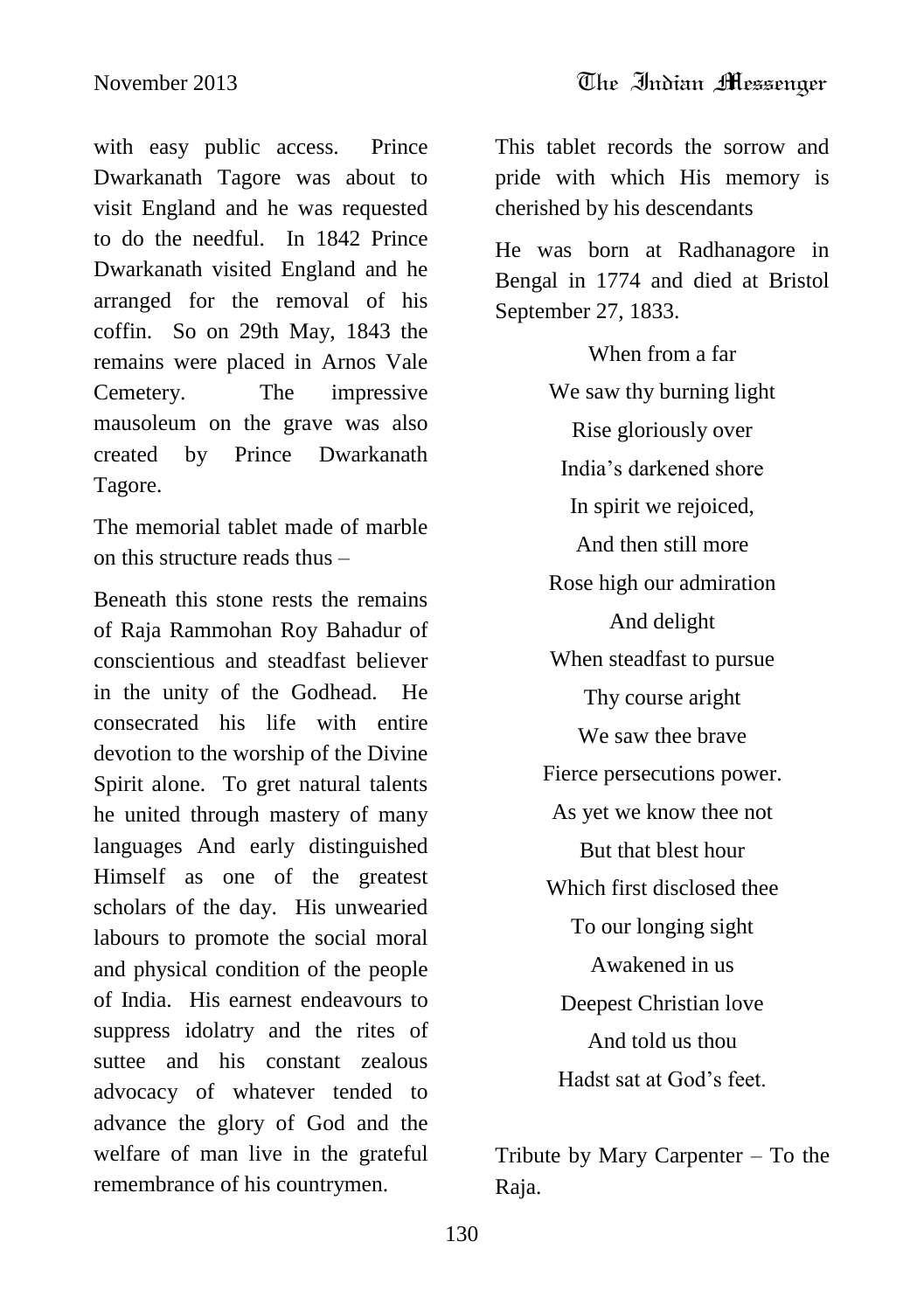with easy public access. Prince Dwarkanath Tagore was about to visit England and he was requested to do the needful. In 1842 Prince Dwarkanath visited England and he arranged for the removal of his coffin. So on 29th May, 1843 the remains were placed in Arnos Vale Cemetery. The impressive mausoleum on the grave was also created by Prince Dwarkanath Tagore.

The memorial tablet made of marble on this structure reads thus –

Beneath this stone rests the remains of Raja Rammohan Roy Bahadur of conscientious and steadfast believer in the unity of the Godhead. He consecrated his life with entire devotion to the worship of the Divine Spirit alone. To gret natural talents he united through mastery of many languages And early distinguished Himself as one of the greatest scholars of the day. His unwearied labours to promote the social moral and physical condition of the people of India. His earnest endeavours to suppress idolatry and the rites of suttee and his constant zealous advocacy of whatever tended to advance the glory of God and the welfare of man live in the grateful remembrance of his countrymen.

This tablet records the sorrow and pride with which His memory is cherished by his descendants

He was born at Radhanagore in Bengal in 1774 and died at Bristol September 27, 1833.

When from a far  
We saw thy burning light  
Rise gloriously over  
India's darkened shore  
In spirit we rejoiced,  
And then still more  
Rose high our admiration  
And delight  
When steadfast to pursue  
Thy course aright  
We saw thee brave  
Fierce persecutions power.  
As yet we know thee not  
But that blest hour  
Which first disclosed thee  
To our longing sight  
Awakened in us  
Deepest Christian love  
And told us thou  
Hadst sat at God's feet.

Tribute by Mary Carpenter – To the Raja.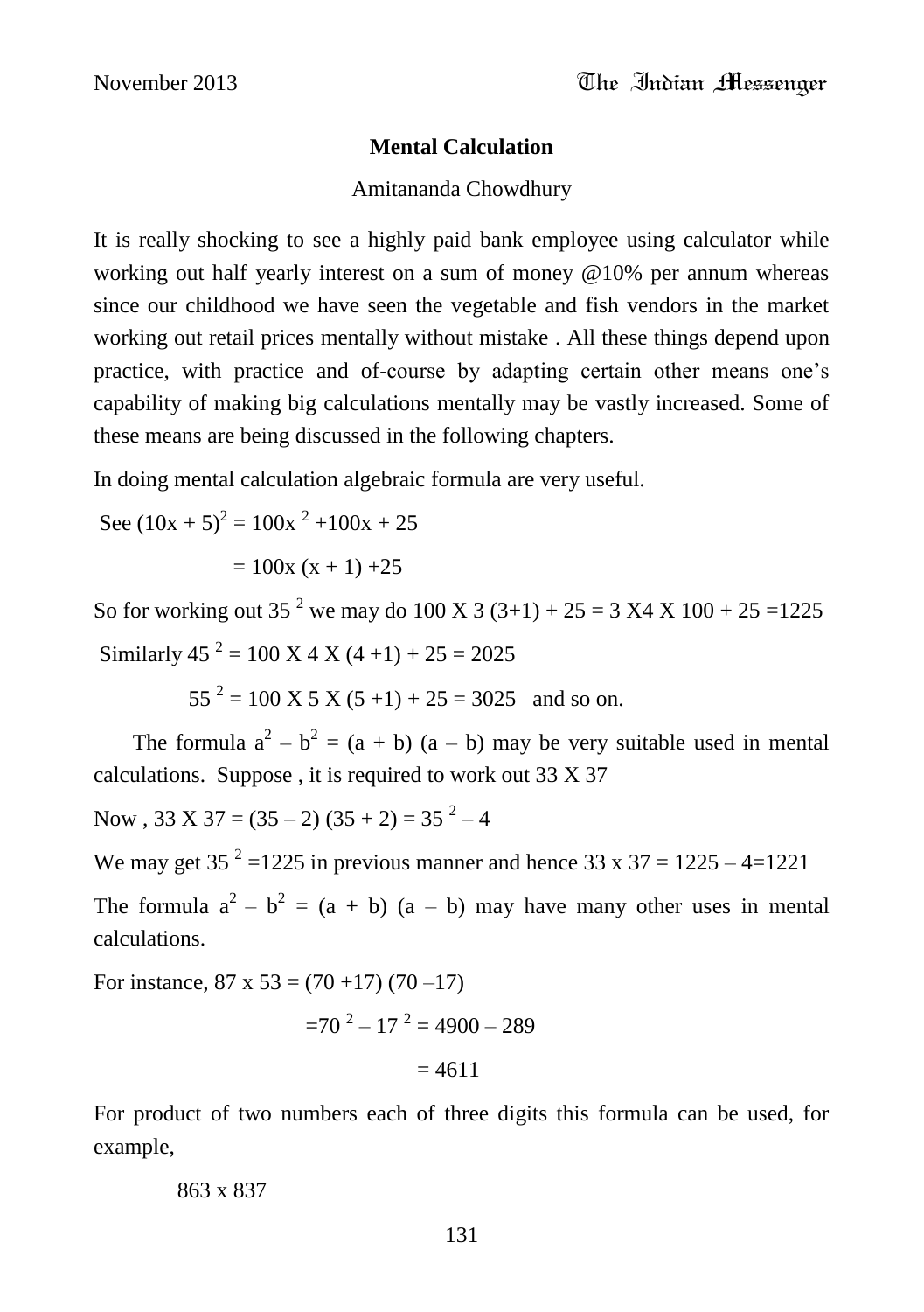## Mental Calculation

Amitananda Chowdhury

It is really shocking to see a highly paid bank employee using calculator while working out half yearly interest on a sum of money @10% per annum whereas since our childhood we have seen the vegetable and fish vendors in the market working out retail prices mentally without mistake . All these things depend upon practice, with practice and of-course by adapting certain other means one's capability of making big calculations mentally may be vastly increased. Some of these means are being discussed in the following chapters.

In doing mental calculation algebraic formula are very useful.

See $(10x + 5)^2 = 100x^2 + 100x + 25$

$= 100x(x + 1) + 25$

So for working out $35^2$ we may do $100 \times 3 (3+1) + 25 = 3 \times 4 \times 100 + 25 = 1225$

Similarly $45^2 = 100 \times 4 \times (4 + 1) + 25 = 2025$

$55^2 = 100 \times 5 \times (5 + 1) + 25 = 3025$ and so on.

The formula $a^2 - b^2 = (a + b)(a - b)$ may be very suitable used in mental calculations. Suppose , it is required to work out $33 \times 37$

Now , $33 \times 37 = (35 - 2)(35 + 2) = 35^2 - 4$

We may get $35^2 = 1225$ in previous manner and hence $33 \times 37 = 1225 - 4 = 1221$

The formula $a^2 - b^2 = (a + b)(a - b)$ may have many other uses in mental calculations.

For instance, $87 \times 53 = (70 + 17)(70 - 17)$

$= 70^2 - 17^2 = 4900 - 289$

$= 4611$

For product of two numbers each of three digits this formula can be used, for example,

$863 \times 837$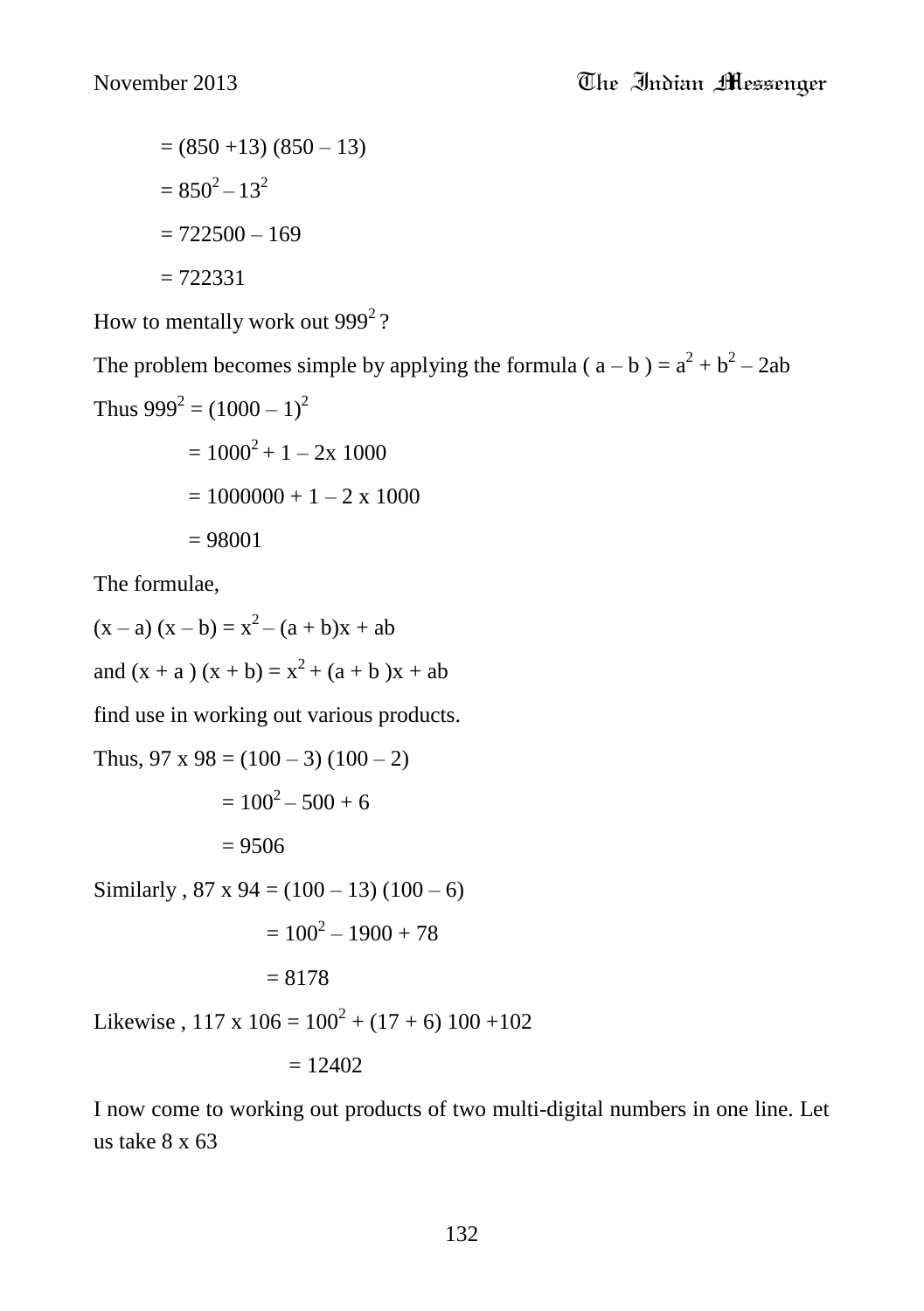$= (850 + 13)\ (850 - 13)$

$= 850^2 - 13^2$

$= 722500 - 169$

$= 722331$

How to mentally work out $999^2$ ?

The problem becomes simple by applying the formula $( a - b ) = a^2 + b^2 - 2ab$

Thus $999^2 = (1000 - 1)^2$

$= 1000^2 + 1 - 2\text{x}\ 1000$

$= 1000000 + 1 - 2 \text{ x } 1000$

$= 98001$

The formulae,

$(x - a)\ (x - b) = x^2 - (a + b)x + ab$

and $(x + a)\ (x + b) = x^2 + (a + b)x + ab$

find use in working out various products.

Thus, $97 \text{ x } 98 = (100 - 3)\ (100 - 2)$

$= 100^2 - 500 + 6$

$= 9506$

Similarly , $87 \text{ x } 94 = (100 - 13)\ (100 - 6)$

$= 100^2 - 1900 + 78$

$= 8178$

Likewise , $117 \text{ x } 106 = 100^2 + (17 + 6)\ 100 + 102$

$= 12402$

I now come to working out products of two multi-digital numbers in one line. Let us take 8 x 63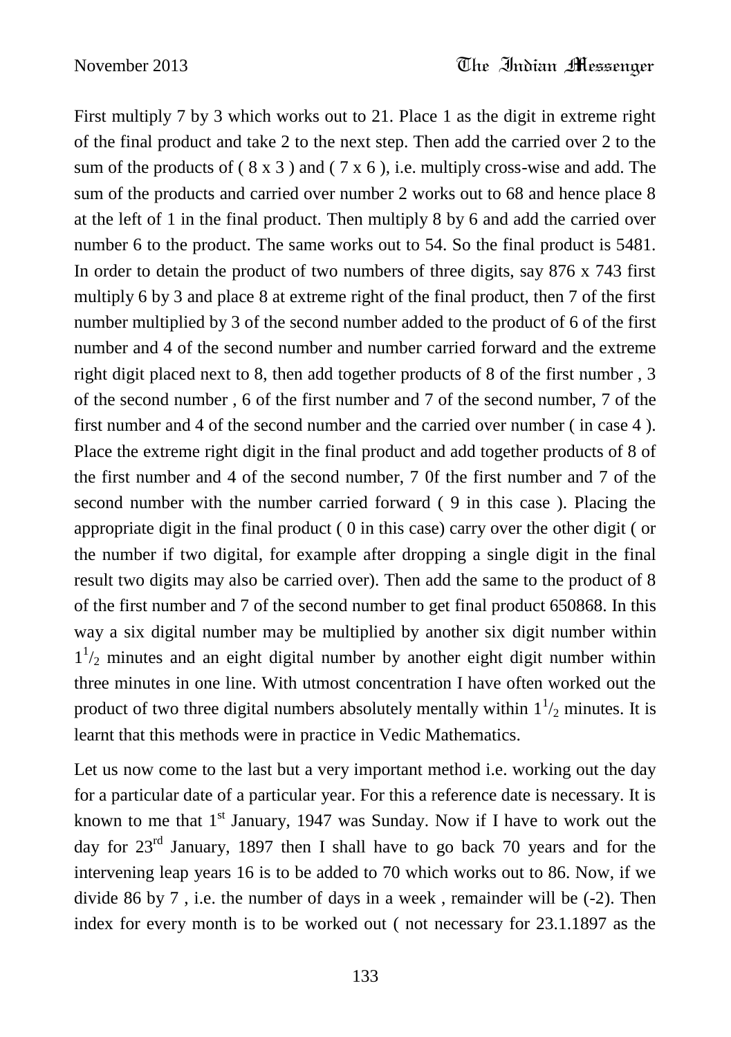First multiply 7 by 3 which works out to 21. Place 1 as the digit in extreme right of the final product and take 2 to the next step. Then add the carried over 2 to the sum of the products of ( 8 x 3 ) and ( 7 x 6 ), i.e. multiply cross-wise and add. The sum of the products and carried over number 2 works out to 68 and hence place 8 at the left of 1 in the final product. Then multiply 8 by 6 and add the carried over number 6 to the product. The same works out to 54. So the final product is 5481. In order to detain the product of two numbers of three digits, say 876 x 743 first multiply 6 by 3 and place 8 at extreme right of the final product, then 7 of the first number multiplied by 3 of the second number added to the product of 6 of the first number and 4 of the second number and number carried forward and the extreme right digit placed next to 8, then add together products of 8 of the first number , 3 of the second number , 6 of the first number and 7 of the second number, 7 of the first number and 4 of the second number and the carried over number ( in case 4 ). Place the extreme right digit in the final product and add together products of 8 of the first number and 4 of the second number, 7 0f the first number and 7 of the second number with the number carried forward ( 9 in this case ). Placing the appropriate digit in the final product ( 0 in this case) carry over the other digit ( or the number if two digital, for example after dropping a single digit in the final result two digits may also be carried over). Then add the same to the product of 8 of the first number and 7 of the second number to get final product 650868. In this way a six digital number may be multiplied by another six digit number within $1^1/_2$ minutes and an eight digital number by another eight digit number within three minutes in one line. With utmost concentration I have often worked out the product of two three digital numbers absolutely mentally within $1^1/_2$ minutes. It is learnt that this methods were in practice in Vedic Mathematics.

Let us now come to the last but a very important method i.e. working out the day for a particular date of a particular year. For this a reference date is necessary. It is known to me that 1st January, 1947 was Sunday. Now if I have to work out the day for 23rd January, 1897 then I shall have to go back 70 years and for the intervening leap years 16 is to be added to 70 which works out to 86. Now, if we divide 86 by 7 , i.e. the number of days in a week , remainder will be (-2). Then index for every month is to be worked out ( not necessary for 23.1.1897 as the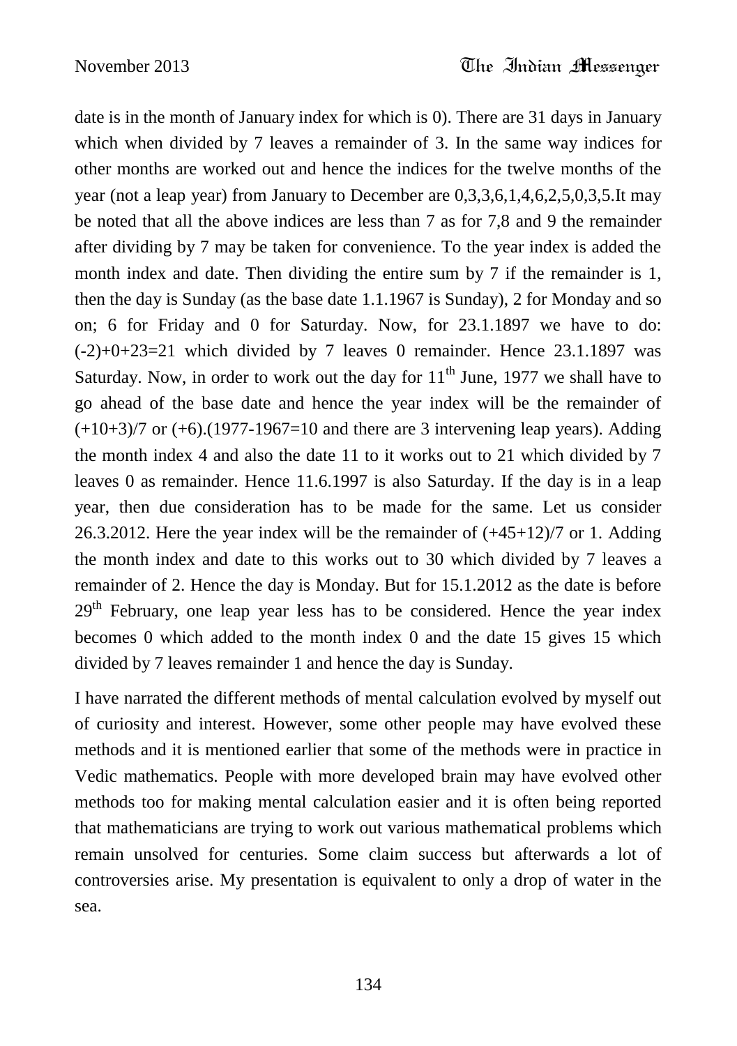date is in the month of January index for which is 0). There are 31 days in January which when divided by 7 leaves a remainder of 3. In the same way indices for other months are worked out and hence the indices for the twelve months of the year (not a leap year) from January to December are 0,3,3,6,1,4,6,2,5,0,3,5.It may be noted that all the above indices are less than 7 as for 7,8 and 9 the remainder after dividing by 7 may be taken for convenience. To the year index is added the month index and date. Then dividing the entire sum by 7 if the remainder is 1, then the day is Sunday (as the base date 1.1.1967 is Sunday), 2 for Monday and so on; 6 for Friday and 0 for Saturday. Now, for 23.1.1897 we have to do: (-2)+0+23=21 which divided by 7 leaves 0 remainder. Hence 23.1.1897 was Saturday. Now, in order to work out the day for 11th June, 1977 we shall have to go ahead of the base date and hence the year index will be the remainder of (+10+3)/7 or (+6).(1977-1967=10 and there are 3 intervening leap years). Adding the month index 4 and also the date 11 to it works out to 21 which divided by 7 leaves 0 as remainder. Hence 11.6.1997 is also Saturday. If the day is in a leap year, then due consideration has to be made for the same. Let us consider 26.3.2012. Here the year index will be the remainder of (+45+12)/7 or 1. Adding the month index and date to this works out to 30 which divided by 7 leaves a remainder of 2. Hence the day is Monday. But for 15.1.2012 as the date is before 29th February, one leap year less has to be considered. Hence the year index becomes 0 which added to the month index 0 and the date 15 gives 15 which divided by 7 leaves remainder 1 and hence the day is Sunday.

I have narrated the different methods of mental calculation evolved by myself out of curiosity and interest. However, some other people may have evolved these methods and it is mentioned earlier that some of the methods were in practice in Vedic mathematics. People with more developed brain may have evolved other methods too for making mental calculation easier and it is often being reported that mathematicians are trying to work out various mathematical problems which remain unsolved for centuries. Some claim success but afterwards a lot of controversies arise. My presentation is equivalent to only a drop of water in the sea.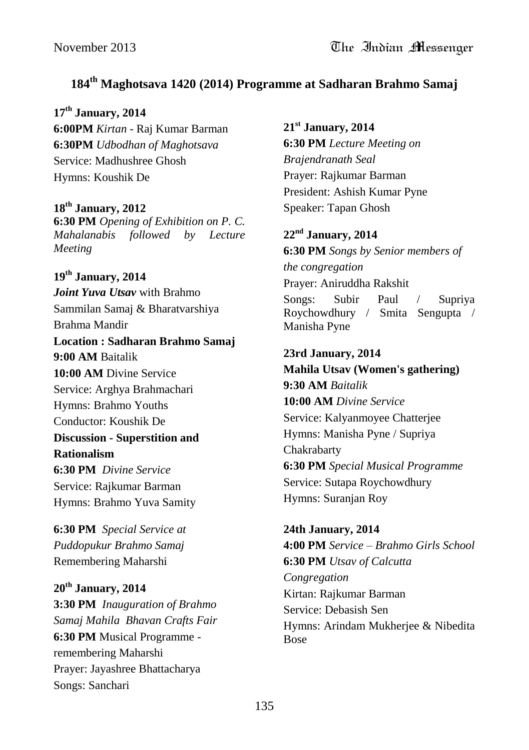## 184th Maghotsava 1420 (2014) Programme at Sadharan Brahmo Samaj

**17th January, 2014**
**6:00PM** *Kirtan* - Raj Kumar Barman
**6:30PM** *Udbodhan of Maghotsava*
Service: Madhushree Ghosh
Hymns: Koushik De

**18th January, 2012**
**6:30 PM** *Opening of Exhibition on P. C. Mahalanabis followed by Lecture Meeting*

**19th January, 2014**
***Joint Yuva Utsav*** with Brahmo Sammilan Samaj & Bharatvarshiya Brahma Mandir
**Location : Sadharan Brahmo Samaj**
**9:00 AM** Baitalik
**10:00 AM** Divine Service
Service: Arghya Brahmachari
Hymns: Brahmo Youths
Conductor: Koushik De
**Discussion - Superstition and Rationalism**
**6:30 PM** *Divine Service*
Service: Rajkumar Barman
Hymns: Brahmo Yuva Samity

**6:30 PM** *Special Service at Puddopukur Brahmo Samaj*
Remembering Maharshi

**20th January, 2014**
**3:30 PM** *Inauguration of Brahmo Samaj Mahila Bhavan Crafts Fair*
**6:30 PM** Musical Programme - remembering Maharshi
Prayer: Jayashree Bhattacharya
Songs: Sanchari

**21st January, 2014**
**6:30 PM** *Lecture Meeting on Brajendranath Seal*
Prayer: Rajkumar Barman
President: Ashish Kumar Pyne
Speaker: Tapan Ghosh

**22nd January, 2014**
**6:30 PM** *Songs by Senior members of the congregation*
Prayer: Aniruddha Rakshit
Songs: Subir Paul / Supriya Roychowdhury / Smita Sengupta / Manisha Pyne

**23rd January, 2014**
**Mahila Utsav (Women's gathering)**
**9:30 AM** *Baitalik*
**10:00 AM** *Divine Service*
Service: Kalyanmoyee Chatterjee
Hymns: Manisha Pyne / Supriya Chakrabarty
**6:30 PM** *Special Musical Programme*
Service: Sutapa Roychowdhury
Hymns: Suranjan Roy

**24th January, 2014**
**4:00 PM** *Service – Brahmo Girls School*
**6:30 PM** *Utsav of Calcutta Congregation*
Kirtan: Rajkumar Barman
Service: Debasish Sen
Hymns: Arindam Mukherjee & Nibedita Bose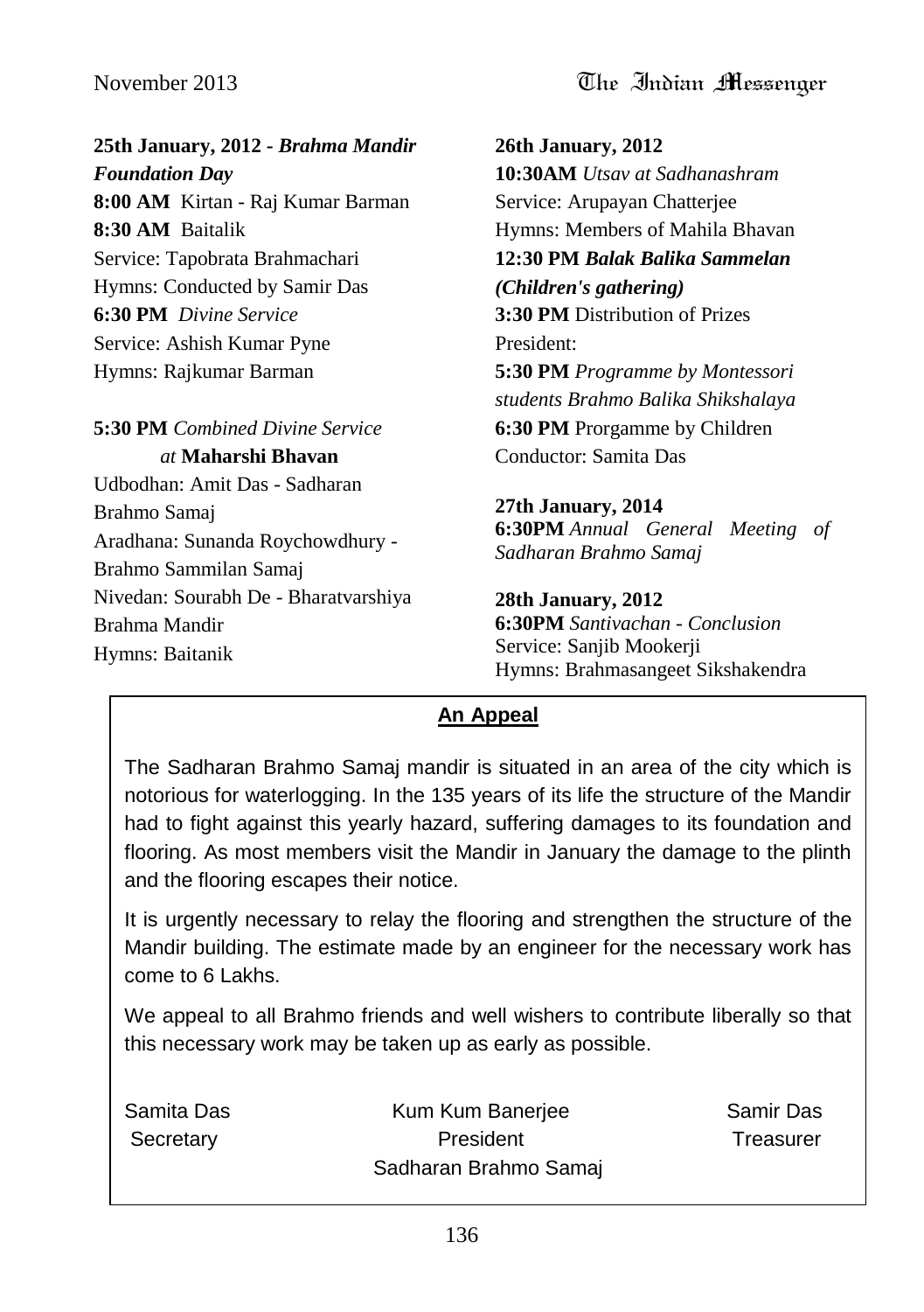**25th January, 2012 -** ***Brahma Mandir Foundation Day***

**8:00 AM** Kirtan - Raj Kumar Barman

**8:30 AM** Baitalik

Service: Tapobrata Brahmachari

Hymns: Conducted by Samir Das

**6:30 PM** *Divine Service*

Service: Ashish Kumar Pyne

Hymns: Rajkumar Barman

**5:30 PM** *Combined Divine Service at* **Maharshi Bhavan**

Udbodhan: Amit Das - Sadharan Brahmo Samaj

Aradhana: Sunanda Roychowdhury - Brahmo Sammilan Samaj

Nivedan: Sourabh De - Bharatvarshiya Brahma Mandir

Hymns: Baitanik

**26th January, 2012**

**10:30AM** *Utsav at Sadhanashram*

Service: Arupayan Chatterjee

Hymns: Members of Mahila Bhavan

**12:30 PM** ***Balak Balika Sammelan (Children's gathering)***

**3:30 PM** Distribution of Prizes

President:

**5:30 PM** *Programme by Montessori students Brahmo Balika Shikshalaya*

**6:30 PM** Prorgamme by Children

Conductor: Samita Das

**27th January, 2014**

**6:30PM** *Annual General Meeting of Sadharan Brahmo Samaj*

**28th January, 2012**

**6:30PM** *Santivachan - Conclusion*

Service: Sanjib Mookerji

Hymns: Brahmasangeet Sikshakendra

## An Appeal

The Sadharan Brahmo Samaj mandir is situated in an area of the city which is notorious for waterlogging. In the 135 years of its life the structure of the Mandir had to fight against this yearly hazard, suffering damages to its foundation and flooring. As most members visit the Mandir in January the damage to the plinth and the flooring escapes their notice.

It is urgently necessary to relay the flooring and strengthen the structure of the Mandir building. The estimate made by an engineer for the necessary work has come to 6 Lakhs.

We appeal to all Brahmo friends and well wishers to contribute liberally so that this necessary work may be taken up as early as possible.

Samita Das, Secretary — Kum Kum Banerjee, President — Samir Das, Treasurer

Sadharan Brahmo Samaj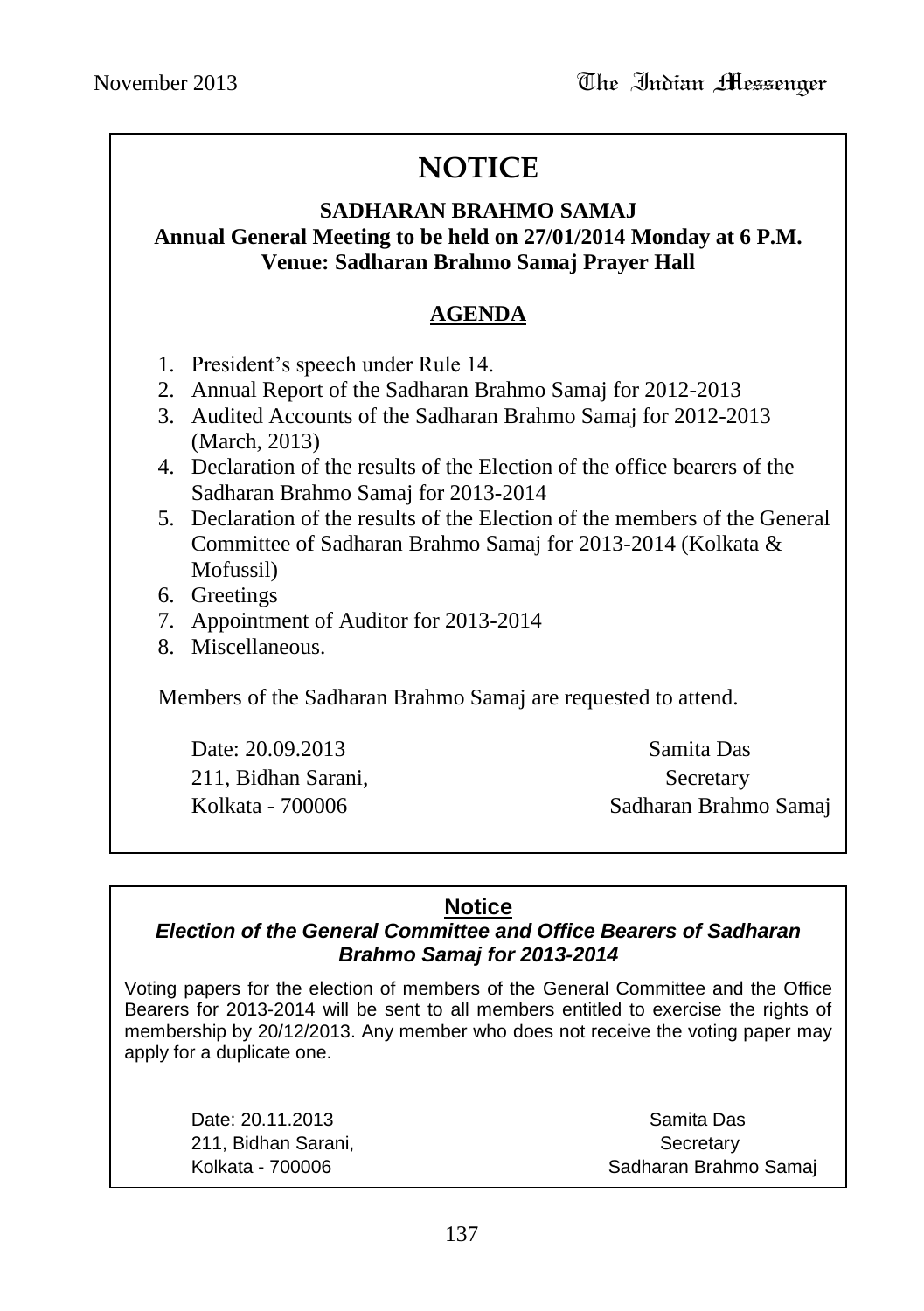# NOTICE

**SADHARAN BRAHMO SAMAJ**
**Annual General Meeting to be held on 27/01/2014 Monday at 6 P.M.**
**Venue: Sadharan Brahmo Samaj Prayer Hall**

## AGENDA

1. President's speech under Rule 14.
2. Annual Report of the Sadharan Brahmo Samaj for 2012-2013
3. Audited Accounts of the Sadharan Brahmo Samaj for 2012-2013 (March, 2013)
4. Declaration of the results of the Election of the office bearers of the Sadharan Brahmo Samaj for 2013-2014
5. Declaration of the results of the Election of the members of the General Committee of Sadharan Brahmo Samaj for 2013-2014 (Kolkata & Mofussil)
6. Greetings
7. Appointment of Auditor for 2013-2014
8. Miscellaneous.

Members of the Sadharan Brahmo Samaj are requested to attend.

Date: 20.09.2013
211, Bidhan Sarani,
Kolkata - 700006

Samita Das
Secretary
Sadharan Brahmo Samaj

---

## Notice

***Election of the General Committee and Office Bearers of Sadharan Brahmo Samaj for 2013-2014***

Voting papers for the election of members of the General Committee and the Office Bearers for 2013-2014 will be sent to all members entitled to exercise the rights of membership by 20/12/2013. Any member who does not receive the voting paper may apply for a duplicate one.

Date: 20.11.2013
211, Bidhan Sarani,
Kolkata - 700006

Samita Das
Secretary
Sadharan Brahmo Samaj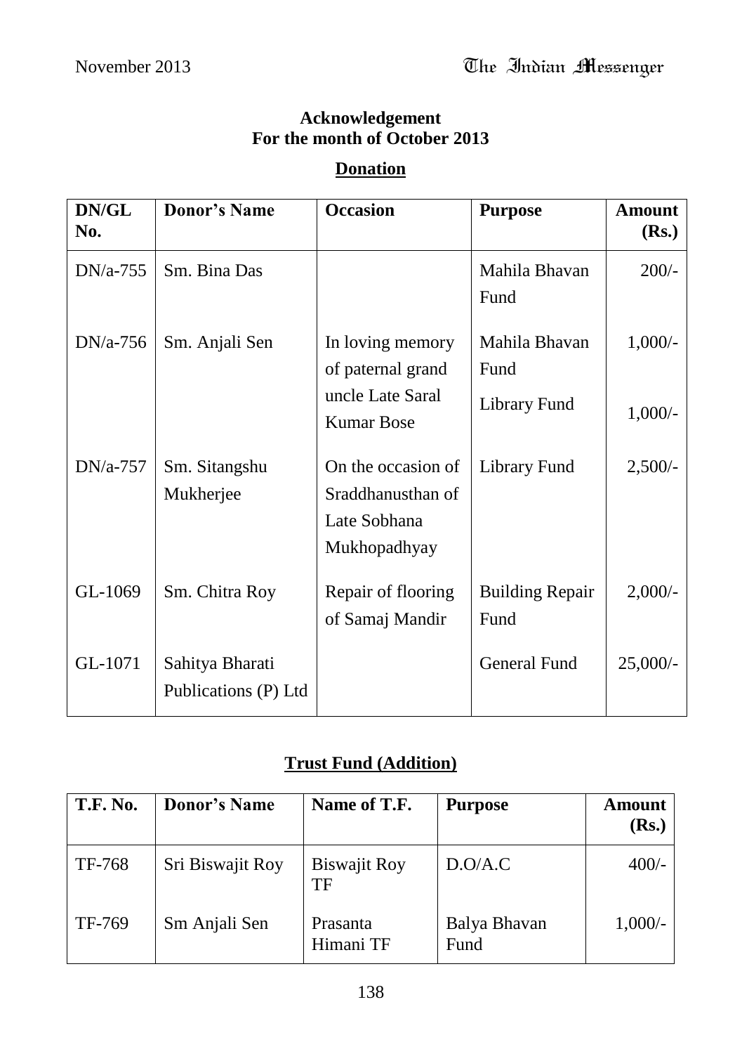**Acknowledgement**
**For the month of October 2013**

**Donation**

| DN/GL No. | Donor's Name | Occasion | Purpose | Amount (Rs.) |
|---|---|---|---|---|
| DN/a-755 | Sm. Bina Das | | Mahila Bhavan Fund | 200/- |
| DN/a-756 | Sm. Anjali Sen | In loving memory of paternal grand uncle Late Saral Kumar Bose | Mahila Bhavan Fund<br>Library Fund | 1,000/-<br>1,000/- |
| DN/a-757 | Sm. Sitangshu Mukherjee | On the occasion of Sraddhanusthan of Late Sobhana Mukhopadhyay | Library Fund | 2,500/- |
| GL-1069 | Sm. Chitra Roy | Repair of flooring of Samaj Mandir | Building Repair Fund | 2,000/- |
| GL-1071 | Sahitya Bharati Publications (P) Ltd | | General Fund | 25,000/- |

**Trust Fund (Addition)**

| T.F. No. | Donor's Name | Name of T.F. | Purpose | Amount (Rs.) |
|---|---|---|---|---|
| TF-768 | Sri Biswajit Roy | Biswajit Roy TF | D.O/A.C | 400/- |
| TF-769 | Sm Anjali Sen | Prasanta Himani TF | Balya Bhavan Fund | 1,000/- |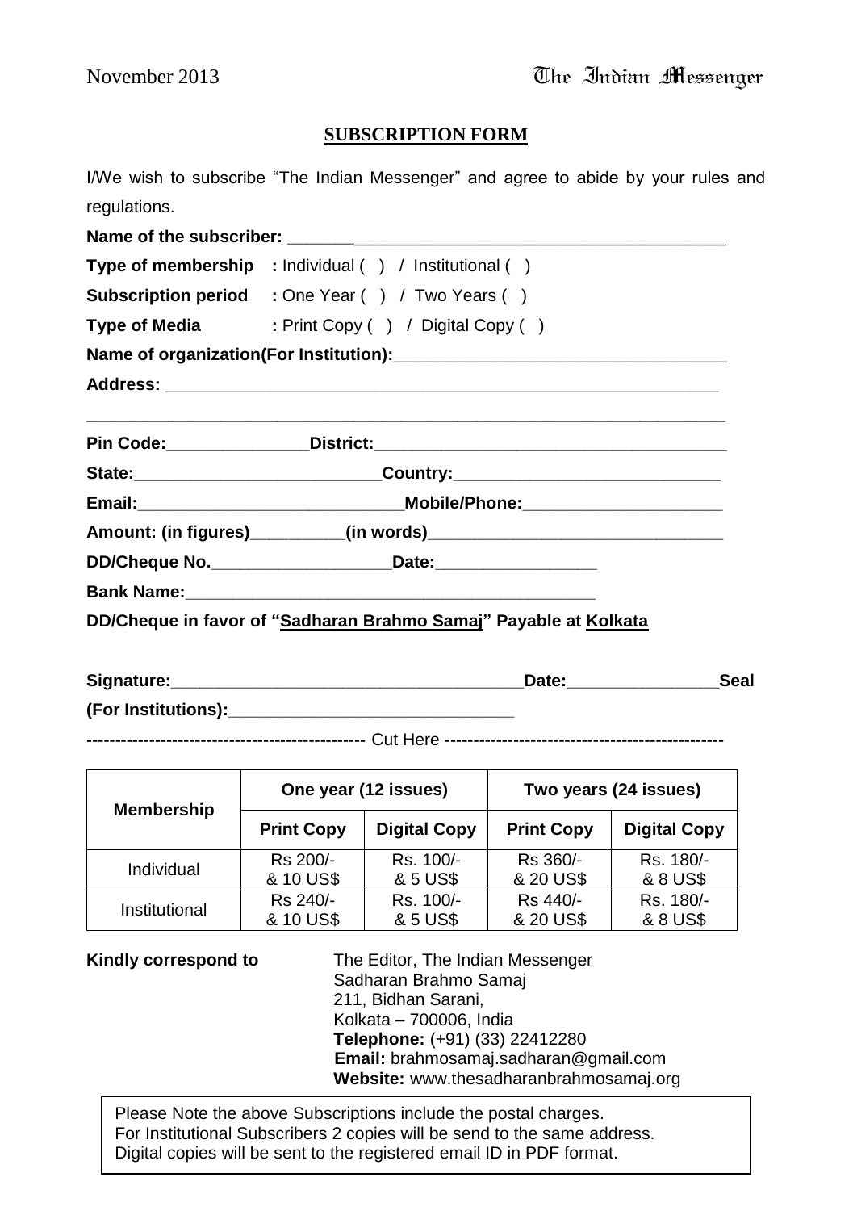## SUBSCRIPTION FORM

I/We wish to subscribe "The Indian Messenger" and agree to abide by your rules and regulations.

**Name of the subscriber:** ______________________________________________

**Type of membership** : Individual ( ) / Institutional ( )

**Subscription period** : One Year ( ) / Two Years ( )

**Type of Media** : Print Copy ( ) / Digital Copy ( )

**Name of organization(For Institution):**_____________________________________

**Address:** ____________________________________________________________

________________________________________________________________________

**Pin Code:**_______________**District:**________________________________________

**State:**__________________________**Country:**_____________________________

**Email:**___________________________**Mobile/Phone:**_____________________

**Amount: (in figures)**__________**(in words)**________________________________

**DD/Cheque No.**___________________**Date:**_________________

**Bank Name:**____________________________________________

**DD/Cheque in favor of "Sadharan Brahmo Samaj" Payable at Kolkata**

**Signature:**_____________________________________**Date:**________________**Seal**

**(For Institutions):**______________________________

------------------------------------------------ Cut Here ------------------------------------------------

| Membership | One year (12 issues) | | Two years (24 issues) | |
|---|---|---|---|---|
| | **Print Copy** | **Digital Copy** | **Print Copy** | **Digital Copy** |
| Individual | Rs 200/- & 10 US$ | Rs. 100/- & 5 US$ | Rs 360/- & 20 US$ | Rs. 180/- & 8 US$ |
| Institutional | Rs 240/- & 10 US$ | Rs. 100/- & 5 US$ | Rs 440/- & 20 US$ | Rs. 180/- & 8 US$ |

**Kindly correspond to**

The Editor, The Indian Messenger
Sadharan Brahmo Samaj
211, Bidhan Sarani,
Kolkata – 700006, India
**Telephone:** (+91) (33) 22412280
**Email:** brahmosamaj.sadharan@gmail.com
**Website:** www.thesadharanbrahmosamaj.org

Please Note the above Subscriptions include the postal charges.
For Institutional Subscribers 2 copies will be send to the same address.
Digital copies will be sent to the registered email ID in PDF format.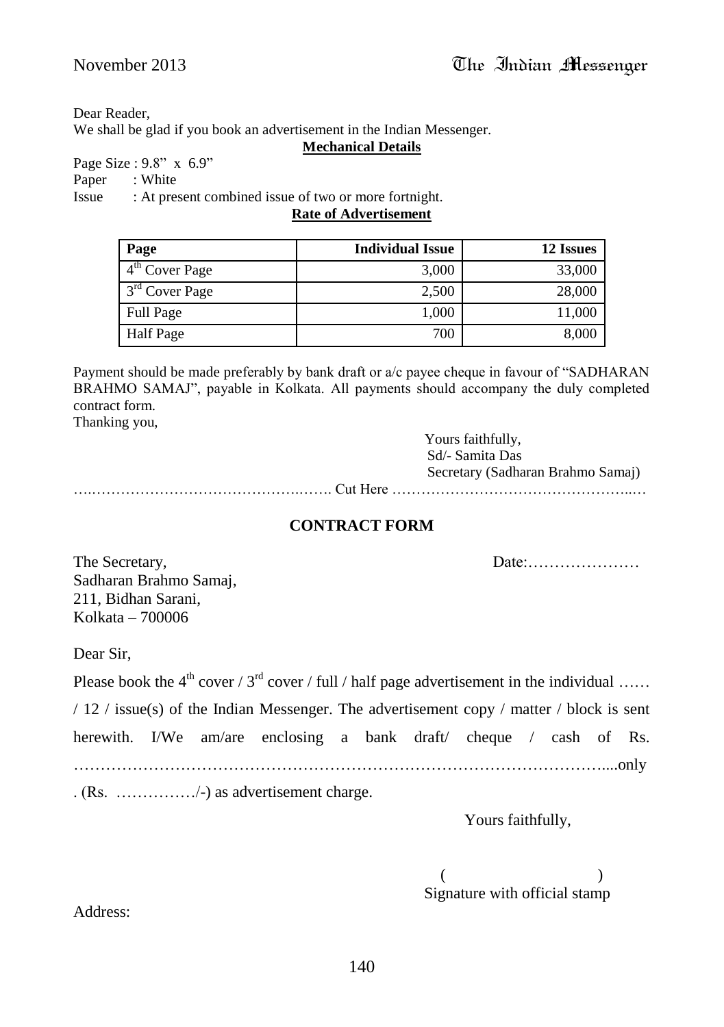Dear Reader,

We shall be glad if you book an advertisement in the Indian Messenger.

**Mechanical Details**

Page Size : 9.8" x 6.9"

Paper : White

Issue : At present combined issue of two or more fortnight.

**Rate of Advertisement**

| Page | Individual Issue | 12 Issues |
|---|---|---|
| 4th Cover Page | 3,000 | 33,000 |
| 3rd Cover Page | 2,500 | 28,000 |
| Full Page | 1,000 | 11,000 |
| Half Page | 700 | 8,000 |

Payment should be made preferably by bank draft or a/c payee cheque in favour of "SADHARAN BRAHMO SAMAJ", payable in Kolkata. All payments should accompany the duly completed contract form.

Thanking you,

Yours faithfully,
Sd/- Samita Das
Secretary (Sadharan Brahmo Samaj)

……………………………………………. Cut Here ……………………………………………

## CONTRACT FORM

The Secretary,
Sadharan Brahmo Samaj,
211, Bidhan Sarani,
Kolkata – 700006

Date:…………………

Dear Sir,

Please book the 4th cover / 3rd cover / full / half page advertisement in the individual …… / 12 / issue(s) of the Indian Messenger. The advertisement copy / matter / block is sent herewith. I/We am/are enclosing a bank draft/ cheque / cash of Rs. ……………………………………………………………………………………....only . (Rs. ……………/-) as advertisement charge.

Yours faithfully,

( )
Signature with official stamp

Address: